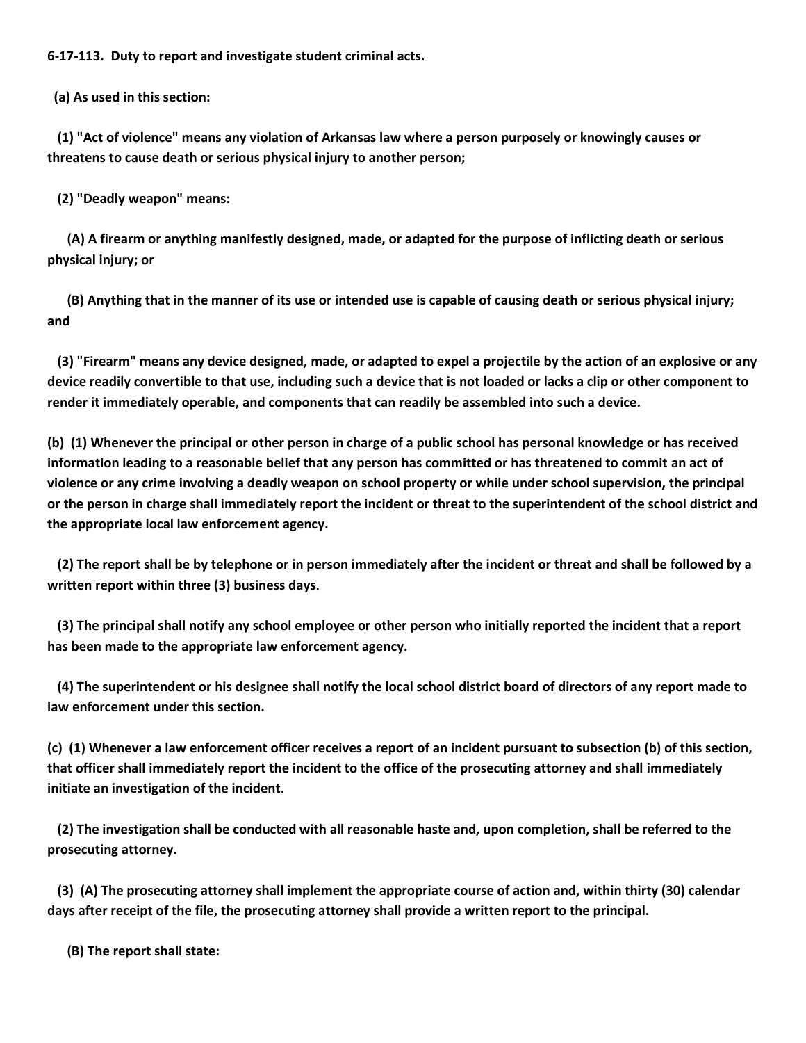**6-17-113. Duty to report and investigate student criminal acts.**

**(a) As used in this section:**

**(1) "Act of violence" means any violation of Arkansas law where a person purposely or knowingly causes or threatens to cause death or serious physical injury to another person;**

**(2) "Deadly weapon" means:**

**(A) A firearm or anything manifestly designed, made, or adapted for the purpose of inflicting death or serious physical injury; or**

**(B) Anything that in the manner of its use or intended use is capable of causing death or serious physical injury; and**

**(3) "Firearm" means any device designed, made, or adapted to expel a projectile by the action of an explosive or any device readily convertible to that use, including such a device that is not loaded or lacks a clip or other component to render it immediately operable, and components that can readily be assembled into such a device.**

**(b) (1) Whenever the principal or other person in charge of a public school has personal knowledge or has received information leading to a reasonable belief that any person has committed or has threatened to commit an act of violence or any crime involving a deadly weapon on school property or while under school supervision, the principal or the person in charge shall immediately report the incident or threat to the superintendent of the school district and the appropriate local law enforcement agency.**

**(2) The report shall be by telephone or in person immediately after the incident or threat and shall be followed by a written report within three (3) business days.**

**(3) The principal shall notify any school employee or other person who initially reported the incident that a report has been made to the appropriate law enforcement agency.**

**(4) The superintendent or his designee shall notify the local school district board of directors of any report made to law enforcement under this section.**

**(c) (1) Whenever a law enforcement officer receives a report of an incident pursuant to subsection (b) of this section, that officer shall immediately report the incident to the office of the prosecuting attorney and shall immediately initiate an investigation of the incident.**

**(2) The investigation shall be conducted with all reasonable haste and, upon completion, shall be referred to the prosecuting attorney.**

**(3) (A) The prosecuting attorney shall implement the appropriate course of action and, within thirty (30) calendar days after receipt of the file, the prosecuting attorney shall provide a written report to the principal.**

**(B) The report shall state:**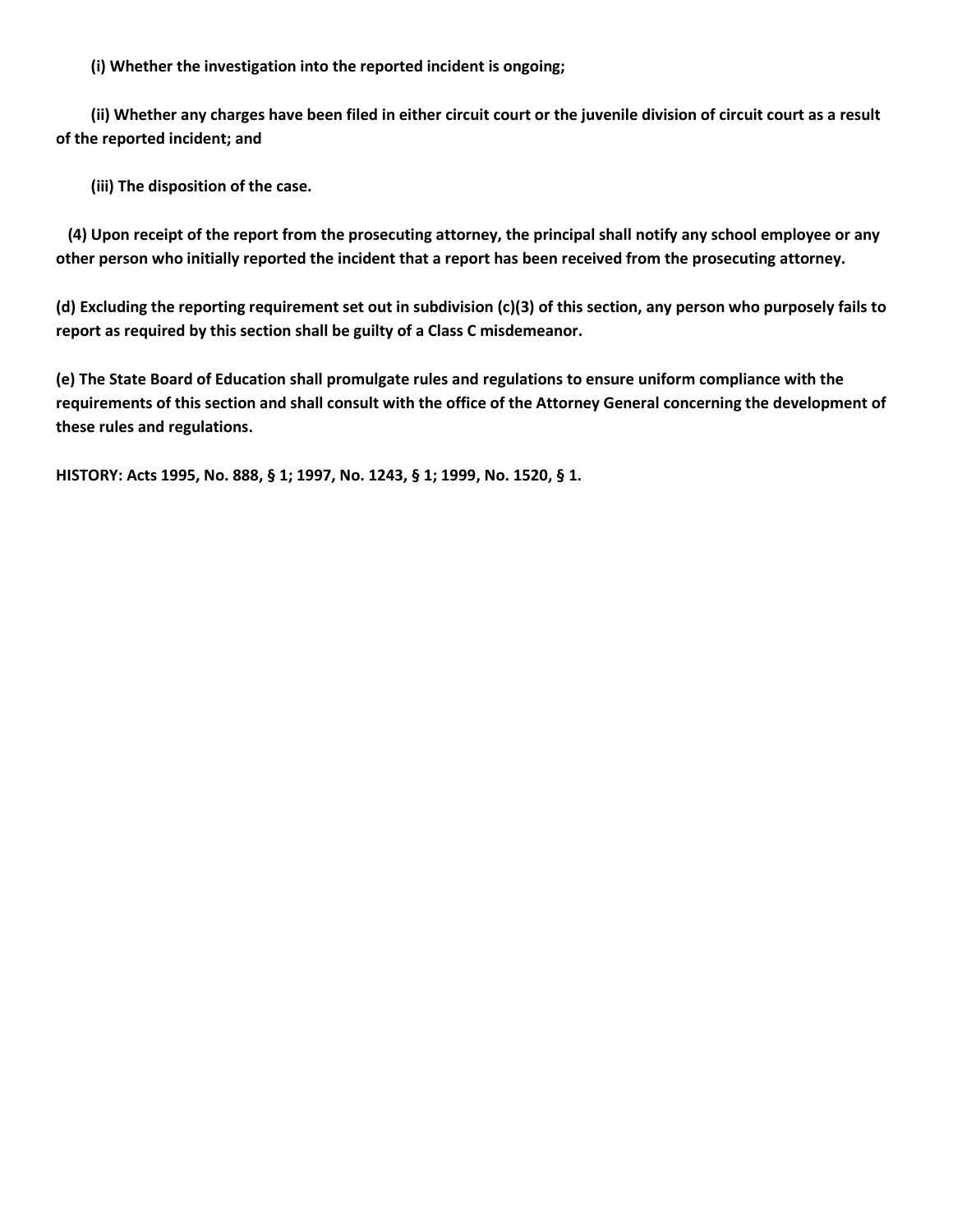**(i) Whether the investigation into the reported incident is ongoing;**

**(ii) Whether any charges have been filed in either circuit court or the juvenile division of circuit court as a result of the reported incident; and**

**(iii) The disposition of the case.**

**(4) Upon receipt of the report from the prosecuting attorney, the principal shall notify any school employee or any other person who initially reported the incident that a report has been received from the prosecuting attorney.**

**(d) Excluding the reporting requirement set out in subdivision (c)(3) of this section, any person who purposely fails to report as required by this section shall be guilty of a Class C misdemeanor.**

**(e) The State Board of Education shall promulgate rules and regulations to ensure uniform compliance with the requirements of this section and shall consult with the office of the Attorney General concerning the development of these rules and regulations.**

**HISTORY: Acts 1995, No. 888, § 1; 1997, No. 1243, § 1; 1999, No. 1520, § 1.**